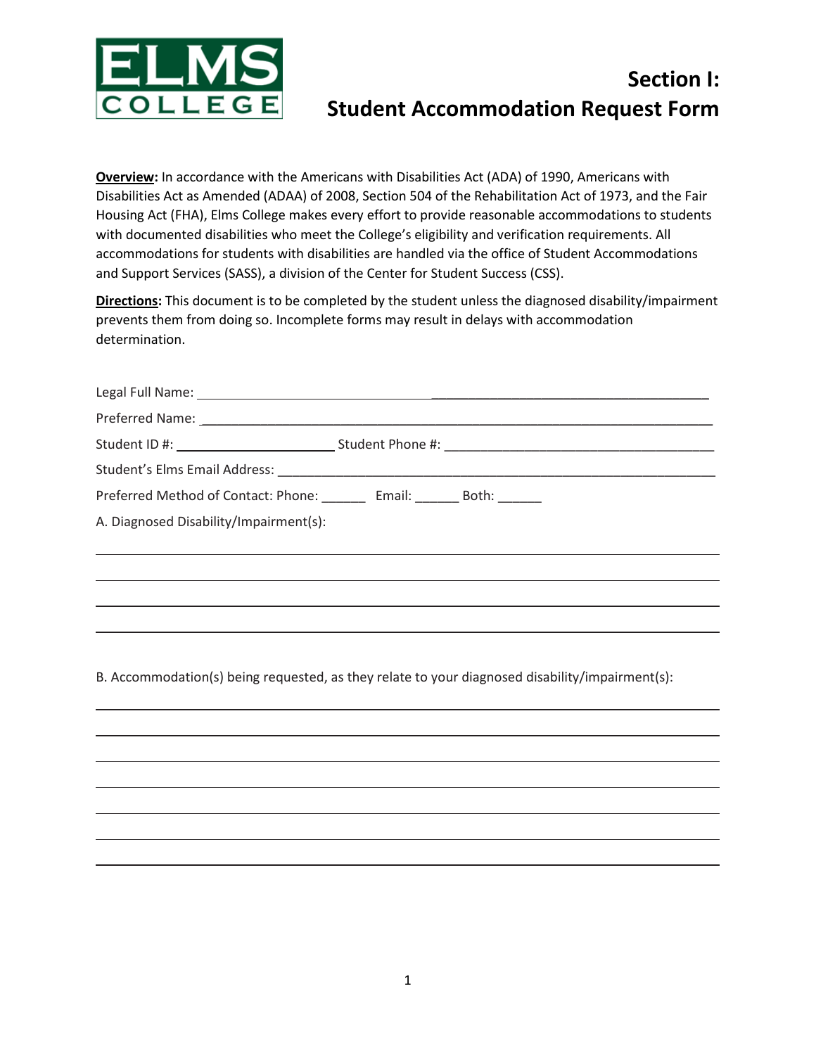ELMS COLLEGE

# Section I: Student Accommodation Request Form

**Overview:** In accordance with the Americans with Disabilities Act (ADA) of 1990, Americans with Disabilities Act as Amended (ADAA) of 2008, Section 504 of the Rehabilitation Act of 1973, and the Fair Housing Act (FHA), Elms College makes every effort to provide reasonable accommodations to students with documented disabilities who meet the College's eligibility and verification requirements. All accommodations for students with disabilities are handled via the office of Student Accommodations and Support Services (SASS), a division of the Center for Student Success (CSS).

**Directions:** This document is to be completed by the student unless the diagnosed disability/impairment prevents them from doing so. Incomplete forms may result in delays with accommodation determination.

Legal Full Name: ______________________________________________________________

Preferred Name: ______________________________________________________________

Student ID #: ______________________ Student Phone #: ____________________________

Student's Elms Email Address: ____________________________________________________

Preferred Method of Contact: Phone: ______ Email: ______ Both: ______

A. Diagnosed Disability/Impairment(s):

_____________________________________________________________________________

_____________________________________________________________________________

_____________________________________________________________________________

_____________________________________________________________________________

B. Accommodation(s) being requested, as they relate to your diagnosed disability/impairment(s):

_____________________________________________________________________________

_____________________________________________________________________________

_____________________________________________________________________________

_____________________________________________________________________________

_____________________________________________________________________________

_____________________________________________________________________________

_____________________________________________________________________________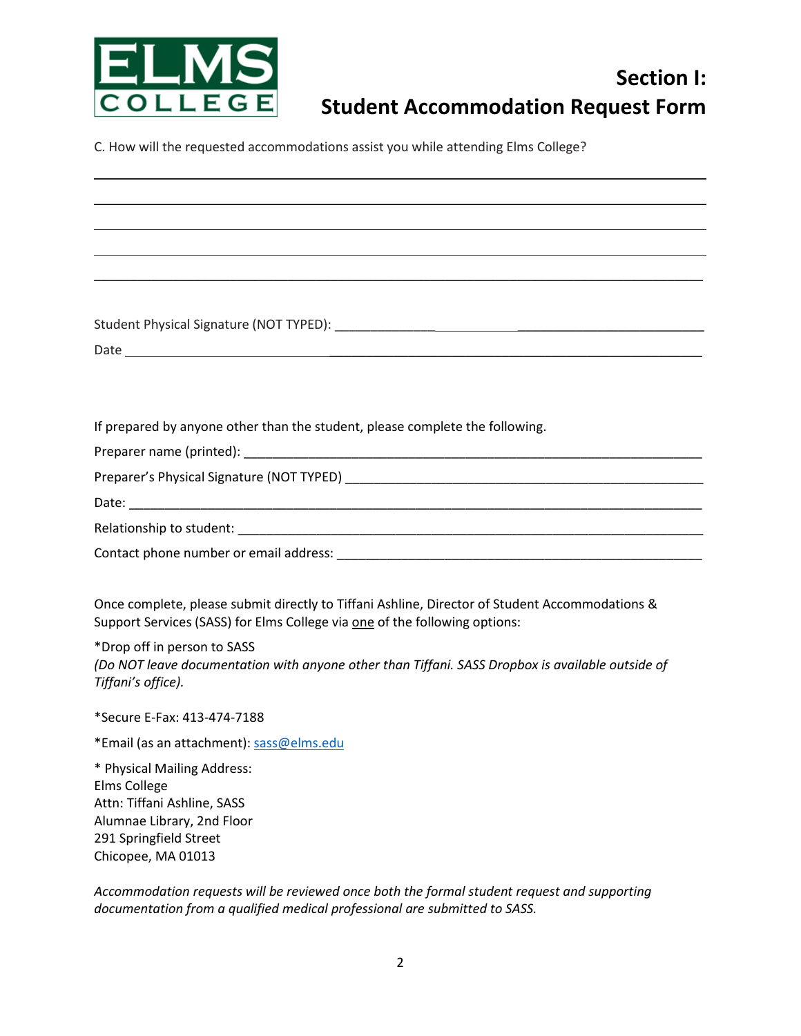# Section I: Student Accommodation Request Form

C. How will the requested accommodations assist you while attending Elms College?

_______________________________________________________________________________

_______________________________________________________________________________

_______________________________________________________________________________

_______________________________________________________________________________

_______________________________________________________________________________

Student Physical Signature (NOT TYPED): ______________________________________

Date _________________________________________________________________________

If prepared by anyone other than the student, please complete the following.

Preparer name (printed): ______________________________________________________

Preparer's Physical Signature (NOT TYPED) ____________________________________

Date: _________________________________________________________________________

Relationship to student: _______________________________________________________

Contact phone number or email address: _______________________________________

Once complete, please submit directly to Tiffani Ashline, Director of Student Accommodations & Support Services (SASS) for Elms College via <u>one</u> of the following options:

*Drop off in person to SASS
*(Do NOT leave documentation with anyone other than Tiffani. SASS Dropbox is available outside of Tiffani's office).*

*Secure E-Fax: 413-474-7188

*Email (as an attachment): sass@elms.edu

* Physical Mailing Address:
Elms College
Attn: Tiffani Ashline, SASS
Alumnae Library, 2nd Floor
291 Springfield Street
Chicopee, MA 01013

*Accommodation requests will be reviewed once both the formal student request and supporting documentation from a qualified medical professional are submitted to SASS.*